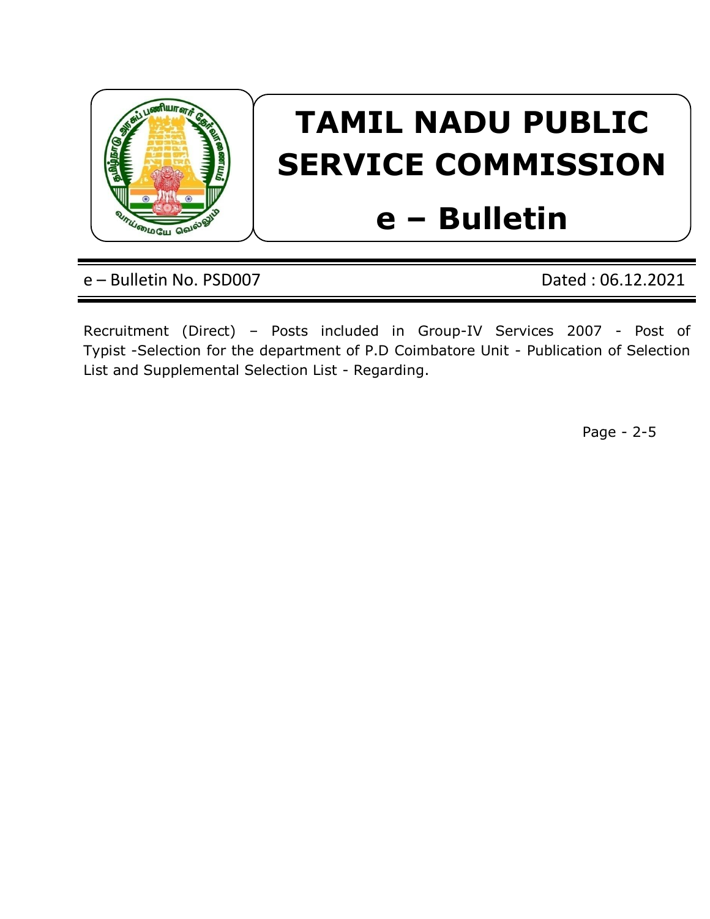# TAMIL NADU PUBLIC SERVICE COMMISSION

# e – Bulletin

e – Bulletin No. PSD007 Dated : 06.12.2021

Recruitment (Direct) – Posts included in Group-IV Services 2007 - Post of Typist -Selection for the department of P.D Coimbatore Unit - Publication of Selection List and Supplemental Selection List - Regarding.

Page - 2-5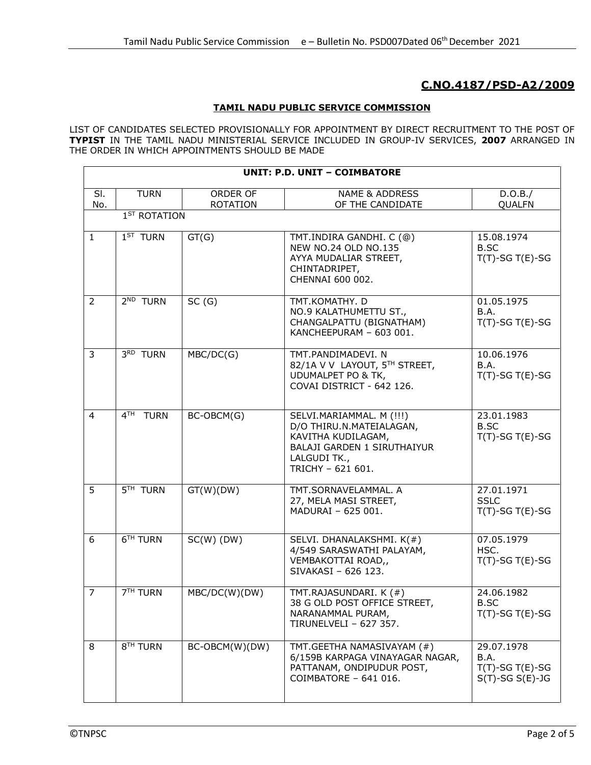## C.NO.4187/PSD-A2/2009

**TAMIL NADU PUBLIC SERVICE COMMISSION**

LIST OF CANDIDATES SELECTED PROVISIONALLY FOR APPOINTMENT BY DIRECT RECRUITMENT TO THE POST OF **TYPIST** IN THE TAMIL NADU MINISTERIAL SERVICE INCLUDED IN GROUP-IV SERVICES, **2007** ARRANGED IN THE ORDER IN WHICH APPOINTMENTS SHOULD BE MADE

| **UNIT: P.D. UNIT – COIMBATORE** | | | | |
|---|---|---|---|---|
| Sl. No. | TURN | ORDER OF ROTATION | NAME & ADDRESS OF THE CANDIDATE | D.O.B./ QUALFN |
| | 1ST ROTATION | | | |
| 1 | 1ST TURN | GT(G) | TMT.INDIRA GANDHI. C (@)<br>NEW NO.24 OLD NO.135<br>AYYA MUDALIAR STREET,<br>CHINTADRIPET,<br>CHENNAI 600 002. | 15.08.1974<br>B.SC<br>T(T)-SG T(E)-SG |
| 2 | 2ND TURN | SC (G) | TMT.KOMATHY. D<br>NO.9 KALATHUMETTU ST.,<br>CHANGALPATTU (BIGNATHAM)<br>KANCHEEPURAM – 603 001. | 01.05.1975<br>B.A.<br>T(T)-SG T(E)-SG |
| 3 | 3RD TURN | MBC/DC(G) | TMT.PANDIMADEVI. N<br>82/1A V V LAYOUT, 5TH STREET,<br>UDUMALPET PO & TK,<br>COVAI DISTRICT - 642 126. | 10.06.1976<br>B.A.<br>T(T)-SG T(E)-SG |
| 4 | 4TH TURN | BC-OBCM(G) | SELVI.MARIAMMAL. M (!!!)<br>D/O THIRU.N.MATEIALAGAN,<br>KAVITHA KUDILAGAM,<br>BALAJI GARDEN 1 SIRUTHAIYUR<br>LALGUDI TK.,<br>TRICHY – 621 601. | 23.01.1983<br>B.SC<br>T(T)-SG T(E)-SG |
| 5 | 5TH TURN | GT(W)(DW) | TMT.SORNAVELAMMAL. A<br>27, MELA MASI STREET,<br>MADURAI – 625 001. | 27.01.1971<br>SSLC<br>T(T)-SG T(E)-SG |
| 6 | 6TH TURN | SC(W) (DW) | SELVI. DHANALAKSHMI. K(#)<br>4/549 SARASWATHI PALAYAM,<br>VEMBAKOTTAI ROAD,,<br>SIVAKASI – 626 123. | 07.05.1979<br>HSC.<br>T(T)-SG T(E)-SG |
| 7 | 7TH TURN | MBC/DC(W)(DW) | TMT.RAJASUNDARI. K (#)<br>38 G OLD POST OFFICE STREET,<br>NARANAMMAL PURAM,<br>TIRUNELVELI – 627 357. | 24.06.1982<br>B.SC<br>T(T)-SG T(E)-SG |
| 8 | 8TH TURN | BC-OBCM(W)(DW) | TMT.GEETHA NAMASIVAYAM (#)<br>6/159B KARPAGA VINAYAGAR NAGAR,<br>PATTANAM, ONDIPUDUR POST,<br>COIMBATORE – 641 016. | 29.07.1978<br>B.A.<br>T(T)-SG T(E)-SG<br>S(T)-SG S(E)-JG |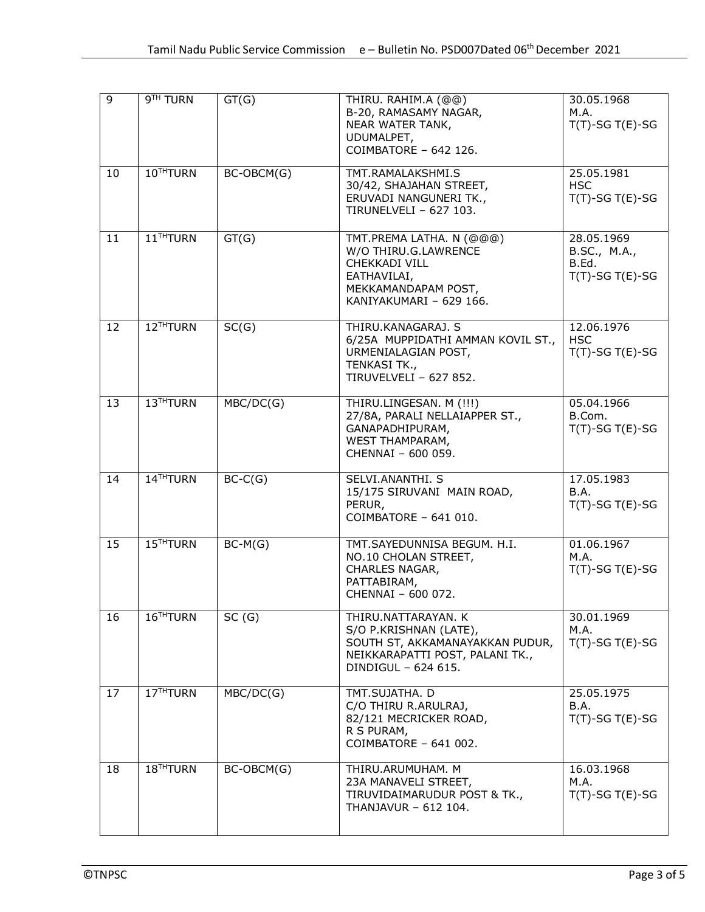| 9 | 9TH TURN | GT(G) | THIRU. RAHIM.A (@@)<br>B-20, RAMASAMY NAGAR,<br>NEAR WATER TANK,<br>UDUMALPET,<br>COIMBATORE – 642 126. | 30.05.1968<br>M.A.<br>T(T)-SG T(E)-SG |
|---|---|---|---|---|
| 10 | 10THTURN | BC-OBCM(G) | TMT.RAMALAKSHMI.S<br>30/42, SHAJAHAN STREET,<br>ERUVADI NANGUNERI TK.,<br>TIRUNELVELI – 627 103. | 25.05.1981<br>HSC<br>T(T)-SG T(E)-SG |
| 11 | 11THTURN | GT(G) | TMT.PREMA LATHA. N (@@@)<br>W/O THIRU.G.LAWRENCE<br>CHEKKADI VILL<br>EATHAVILAI,<br>MEKKAMANDAPAM POST,<br>KANIYAKUMARI – 629 166. | 28.05.1969<br>B.SC., M.A.,<br>B.Ed.<br>T(T)-SG T(E)-SG |
| 12 | 12THTURN | SC(G) | THIRU.KANAGARAJ. S<br>6/25A MUPPIDATHI AMMAN KOVIL ST.,<br>URMENIALAGIAN POST,<br>TENKASI TK.,<br>TIRUVELVELI – 627 852. | 12.06.1976<br>HSC<br>T(T)-SG T(E)-SG |
| 13 | 13THTURN | MBC/DC(G) | THIRU.LINGESAN. M (!!!)<br>27/8A, PARALI NELLAIAPPER ST.,<br>GANAPADHIPURAM,<br>WEST THAMPARAM,<br>CHENNAI – 600 059. | 05.04.1966<br>B.Com.<br>T(T)-SG T(E)-SG |
| 14 | 14THTURN | BC-C(G) | SELVI.ANANTHI. S<br>15/175 SIRUVANI MAIN ROAD,<br>PERUR,<br>COIMBATORE – 641 010. | 17.05.1983<br>B.A.<br>T(T)-SG T(E)-SG |
| 15 | 15THTURN | BC-M(G) | TMT.SAYEDUNNISA BEGUM. H.I.<br>NO.10 CHOLAN STREET,<br>CHARLES NAGAR,<br>PATTABIRAM,<br>CHENNAI – 600 072. | 01.06.1967<br>M.A.<br>T(T)-SG T(E)-SG |
| 16 | 16THTURN | SC (G) | THIRU.NATTARAYAN. K<br>S/O P.KRISHNAN (LATE),<br>SOUTH ST, AKKAMANAYAKKAN PUDUR,<br>NEIKKARAPATTI POST, PALANI TK.,<br>DINDIGUL – 624 615. | 30.01.1969<br>M.A.<br>T(T)-SG T(E)-SG |
| 17 | 17THTURN | MBC/DC(G) | TMT.SUJATHA. D<br>C/O THIRU R.ARULRAJ,<br>82/121 MECRICKER ROAD,<br>R S PURAM,<br>COIMBATORE – 641 002. | 25.05.1975<br>B.A.<br>T(T)-SG T(E)-SG |
| 18 | 18THTURN | BC-OBCM(G) | THIRU.ARUMUHAM. M<br>23A MANAVELI STREET,<br>TIRUVIDAIMARUDUR POST & TK.,<br>THANJAVUR – 612 104. | 16.03.1968<br>M.A.<br>T(T)-SG T(E)-SG |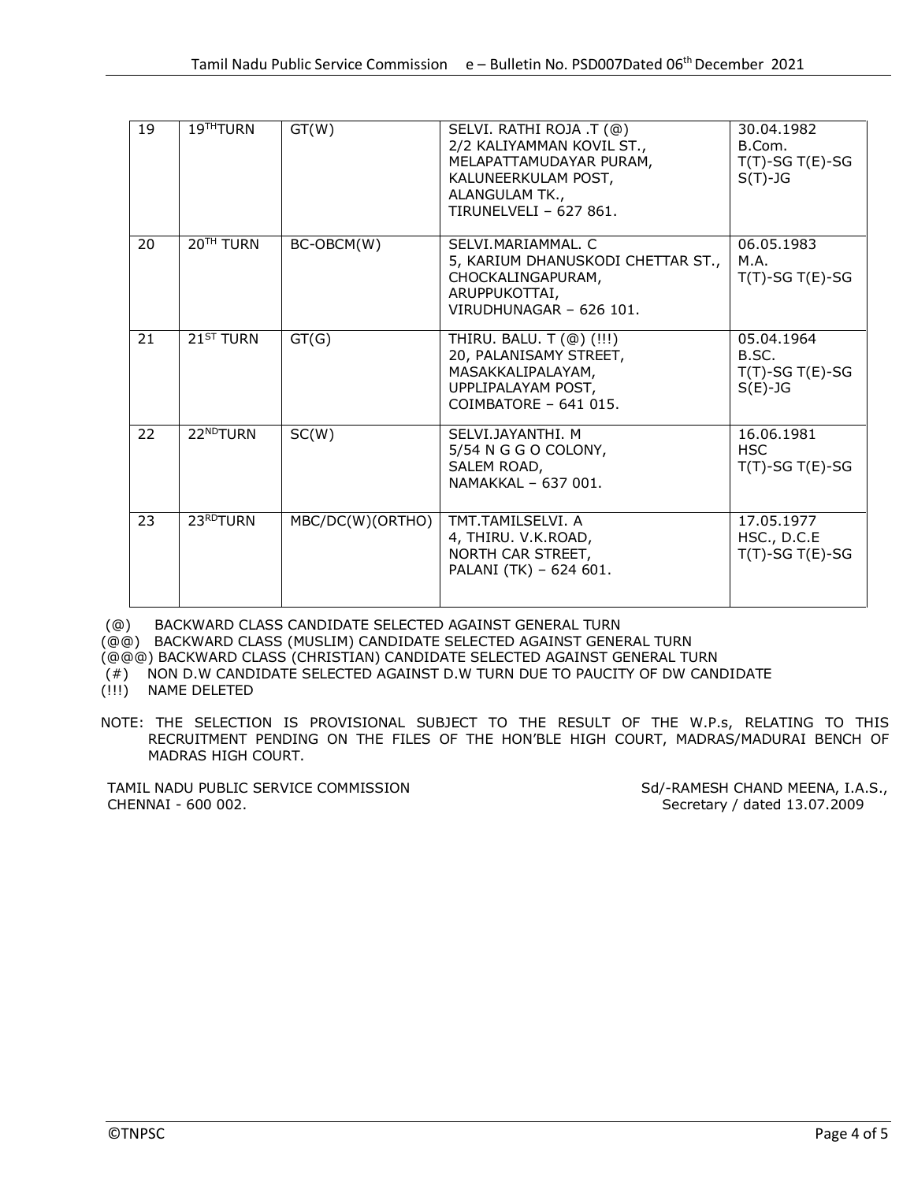| 19 | 19TH TURN | GT(W) | SELVI. RATHI ROJA .T (@)<br>2/2 KALIYAMMAN KOVIL ST.,<br>MELAPATTAMUDAYAR PURAM,<br>KALUNEERKULAM POST,<br>ALANGULAM TK.,<br>TIRUNELVELI – 627 861. | 30.04.1982<br>B.Com.<br>T(T)-SG T(E)-SG<br>S(T)-JG |
|---|---|---|---|---|
| 20 | 20TH TURN | BC-OBCM(W) | SELVI.MARIAMMAL. C<br>5, KARIUM DHANUSKODI CHETTAR ST.,<br>CHOCKALINGAPURAM,<br>ARUPPUKOTTAI,<br>VIRUDHUNAGAR – 626 101. | 06.05.1983<br>M.A.<br>T(T)-SG T(E)-SG |
| 21 | 21ST TURN | GT(G) | THIRU. BALU. T (@) (!!!)<br>20, PALANISAMY STREET,<br>MASAKKALIPALAYAM,<br>UPPLIPALAYAM POST,<br>COIMBATORE – 641 015. | 05.04.1964<br>B.SC.<br>T(T)-SG T(E)-SG<br>S(E)-JG |
| 22 | 22ND TURN | SC(W) | SELVI.JAYANTHI. M<br>5/54 N G G O COLONY,<br>SALEM ROAD,<br>NAMAKKAL – 637 001. | 16.06.1981<br>HSC<br>T(T)-SG T(E)-SG |
| 23 | 23RD TURN | MBC/DC(W)(ORTHO) | TMT.TAMILSELVI. A<br>4, THIRU. V.K.ROAD,<br>NORTH CAR STREET,<br>PALANI (TK) – 624 601. | 17.05.1977<br>HSC., D.C.E<br>T(T)-SG T(E)-SG |

(@) BACKWARD CLASS CANDIDATE SELECTED AGAINST GENERAL TURN
(@@) BACKWARD CLASS (MUSLIM) CANDIDATE SELECTED AGAINST GENERAL TURN
(@@@) BACKWARD CLASS (CHRISTIAN) CANDIDATE SELECTED AGAINST GENERAL TURN
(#) NON D.W CANDIDATE SELECTED AGAINST D.W TURN DUE TO PAUCITY OF DW CANDIDATE
(!!!) NAME DELETED

NOTE: THE SELECTION IS PROVISIONAL SUBJECT TO THE RESULT OF THE W.P.s, RELATING TO THIS RECRUITMENT PENDING ON THE FILES OF THE HON'BLE HIGH COURT, MADRAS/MADURAI BENCH OF MADRAS HIGH COURT.

TAMIL NADU PUBLIC SERVICE COMMISSION
CHENNAI - 600 002.

Sd/-RAMESH CHAND MEENA, I.A.S.,
Secretary / dated 13.07.2009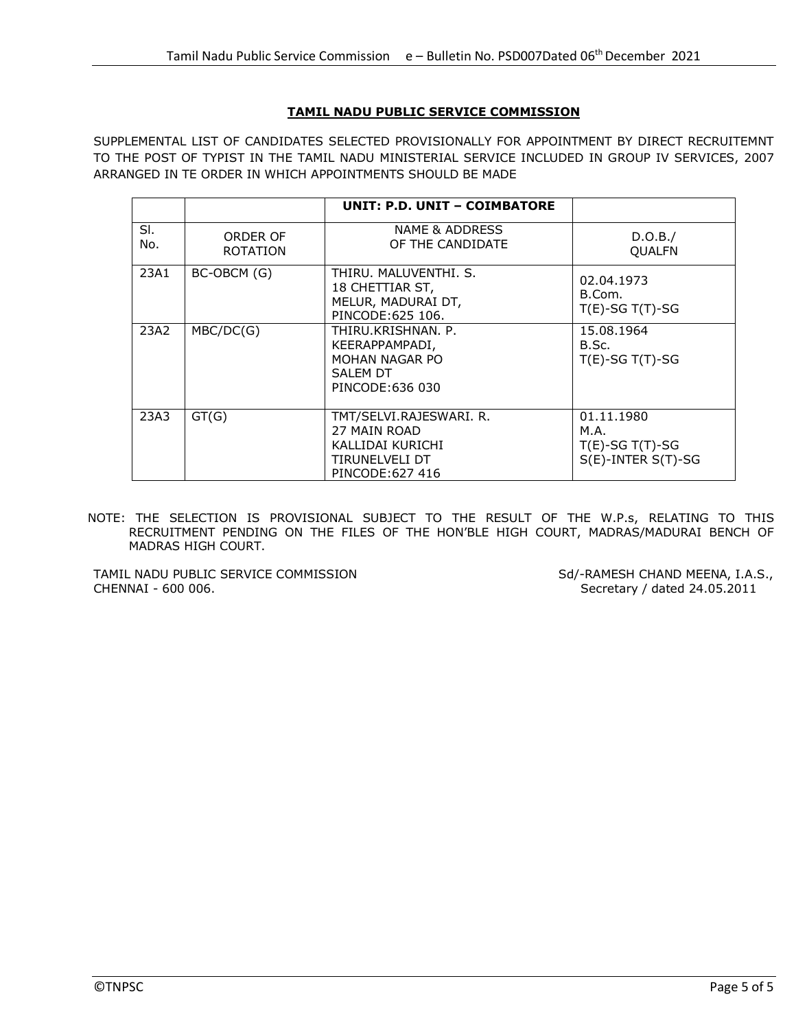## TAMIL NADU PUBLIC SERVICE COMMISSION

SUPPLEMENTAL LIST OF CANDIDATES SELECTED PROVISIONALLY FOR APPOINTMENT BY DIRECT RECRUITEMNT TO THE POST OF TYPIST IN THE TAMIL NADU MINISTERIAL SERVICE INCLUDED IN GROUP IV SERVICES, 2007 ARRANGED IN TE ORDER IN WHICH APPOINTMENTS SHOULD BE MADE

| | | **UNIT: P.D. UNIT – COIMBATORE** | |
|---|---|---|---|
| Sl. No. | ORDER OF ROTATION | NAME & ADDRESS OF THE CANDIDATE | D.O.B./ QUALFN |
| 23A1 | BC-OBCM (G) | THIRU. MALUVENTHI. S.<br>18 CHETTIAR ST,<br>MELUR, MADURAI DT,<br>PINCODE:625 106. | 02.04.1973<br>B.Com.<br>T(E)-SG T(T)-SG |
| 23A2 | MBC/DC(G) | THIRU.KRISHNAN. P.<br>KEERAPPAMPADI,<br>MOHAN NAGAR PO<br>SALEM DT<br>PINCODE:636 030 | 15.08.1964<br>B.Sc.<br>T(E)-SG T(T)-SG |
| 23A3 | GT(G) | TMT/SELVI.RAJESWARI. R.<br>27 MAIN ROAD<br>KALLIDAI KURICHI<br>TIRUNELVELI DT<br>PINCODE:627 416 | 01.11.1980<br>M.A.<br>T(E)-SG T(T)-SG<br>S(E)-INTER S(T)-SG |

NOTE: THE SELECTION IS PROVISIONAL SUBJECT TO THE RESULT OF THE W.P.s, RELATING TO THIS RECRUITMENT PENDING ON THE FILES OF THE HON'BLE HIGH COURT, MADRAS/MADURAI BENCH OF MADRAS HIGH COURT.

TAMIL NADU PUBLIC SERVICE COMMISSION
CHENNAI - 600 006.

Sd/-RAMESH CHAND MEENA, I.A.S.,
Secretary / dated 24.05.2011